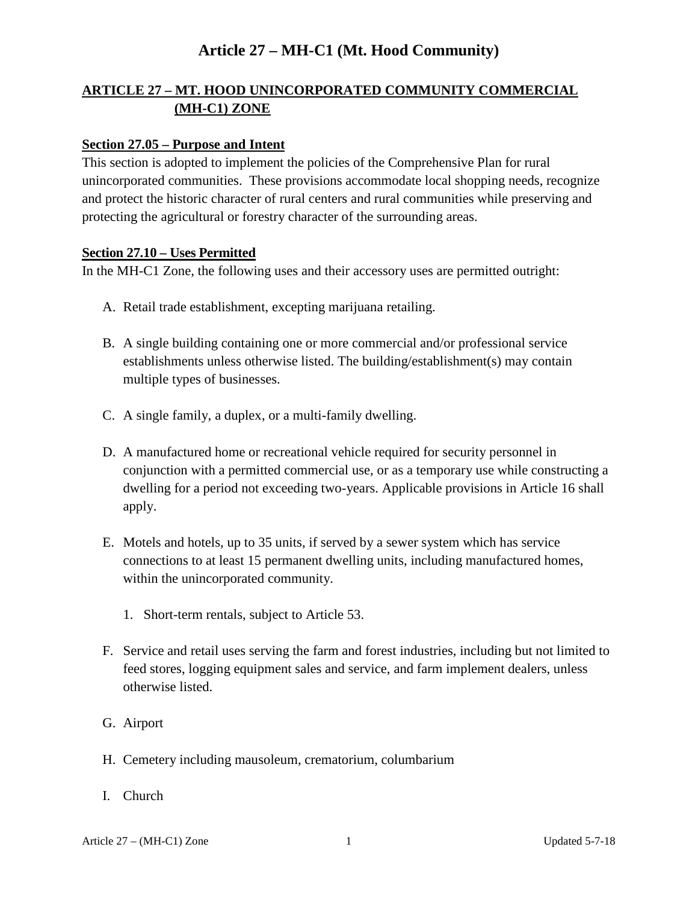# Article 27 – MH-C1 (Mt. Hood Community)

## ARTICLE 27 – MT. HOOD UNINCORPORATED COMMUNITY COMMERCIAL (MH-C1) ZONE

### Section 27.05 – Purpose and Intent

This section is adopted to implement the policies of the Comprehensive Plan for rural unincorporated communities. These provisions accommodate local shopping needs, recognize and protect the historic character of rural centers and rural communities while preserving and protecting the agricultural or forestry character of the surrounding areas.

### Section 27.10 – Uses Permitted

In the MH-C1 Zone, the following uses and their accessory uses are permitted outright:

A. Retail trade establishment, excepting marijuana retailing.

B. A single building containing one or more commercial and/or professional service establishments unless otherwise listed. The building/establishment(s) may contain multiple types of businesses.

C. A single family, a duplex, or a multi-family dwelling.

D. A manufactured home or recreational vehicle required for security personnel in conjunction with a permitted commercial use, or as a temporary use while constructing a dwelling for a period not exceeding two-years. Applicable provisions in Article 16 shall apply.

E. Motels and hotels, up to 35 units, if served by a sewer system which has service connections to at least 15 permanent dwelling units, including manufactured homes, within the unincorporated community.

   1. Short-term rentals, subject to Article 53.

F. Service and retail uses serving the farm and forest industries, including but not limited to feed stores, logging equipment sales and service, and farm implement dealers, unless otherwise listed.

G. Airport

H. Cemetery including mausoleum, crematorium, columbarium

I. Church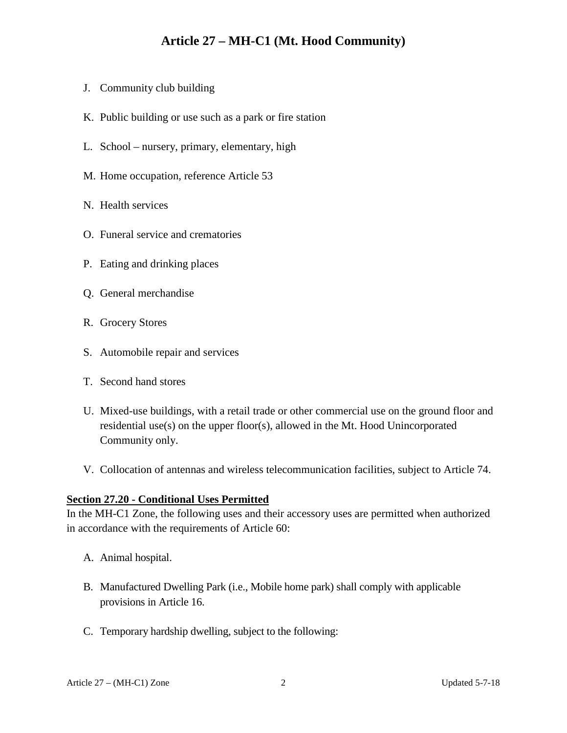J. Community club building

K. Public building or use such as a park or fire station

L. School – nursery, primary, elementary, high

M. Home occupation, reference Article 53

N. Health services

O. Funeral service and crematories

P. Eating and drinking places

Q. General merchandise

R. Grocery Stores

S. Automobile repair and services

T. Second hand stores

U. Mixed-use buildings, with a retail trade or other commercial use on the ground floor and residential use(s) on the upper floor(s), allowed in the Mt. Hood Unincorporated Community only.

V. Collocation of antennas and wireless telecommunication facilities, subject to Article 74.

**<u>Section 27.20 - Conditional Uses Permitted</u>**

In the MH-C1 Zone, the following uses and their accessory uses are permitted when authorized in accordance with the requirements of Article 60:

A. Animal hospital.

B. Manufactured Dwelling Park (i.e., Mobile home park) shall comply with applicable provisions in Article 16.

C. Temporary hardship dwelling, subject to the following: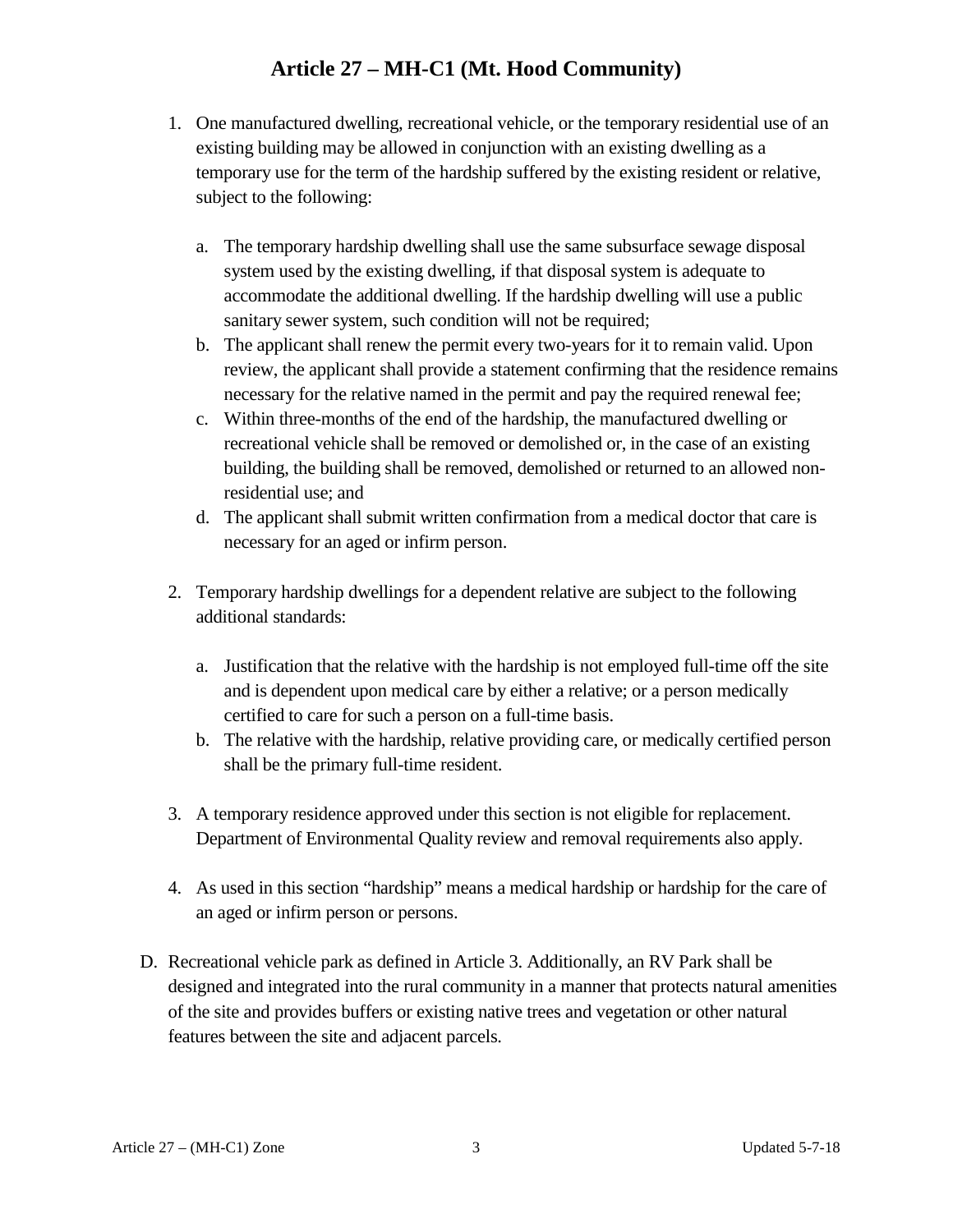1. One manufactured dwelling, recreational vehicle, or the temporary residential use of an existing building may be allowed in conjunction with an existing dwelling as a temporary use for the term of the hardship suffered by the existing resident or relative, subject to the following:

   a. The temporary hardship dwelling shall use the same subsurface sewage disposal system used by the existing dwelling, if that disposal system is adequate to accommodate the additional dwelling. If the hardship dwelling will use a public sanitary sewer system, such condition will not be required;
   b. The applicant shall renew the permit every two-years for it to remain valid. Upon review, the applicant shall provide a statement confirming that the residence remains necessary for the relative named in the permit and pay the required renewal fee;
   c. Within three-months of the end of the hardship, the manufactured dwelling or recreational vehicle shall be removed or demolished or, in the case of an existing building, the building shall be removed, demolished or returned to an allowed non-residential use; and
   d. The applicant shall submit written confirmation from a medical doctor that care is necessary for an aged or infirm person.

2. Temporary hardship dwellings for a dependent relative are subject to the following additional standards:

   a. Justification that the relative with the hardship is not employed full-time off the site and is dependent upon medical care by either a relative; or a person medically certified to care for such a person on a full-time basis.
   b. The relative with the hardship, relative providing care, or medically certified person shall be the primary full-time resident.

3. A temporary residence approved under this section is not eligible for replacement. Department of Environmental Quality review and removal requirements also apply.

4. As used in this section "hardship" means a medical hardship or hardship for the care of an aged or infirm person or persons.

D. Recreational vehicle park as defined in Article 3. Additionally, an RV Park shall be designed and integrated into the rural community in a manner that protects natural amenities of the site and provides buffers or existing native trees and vegetation or other natural features between the site and adjacent parcels.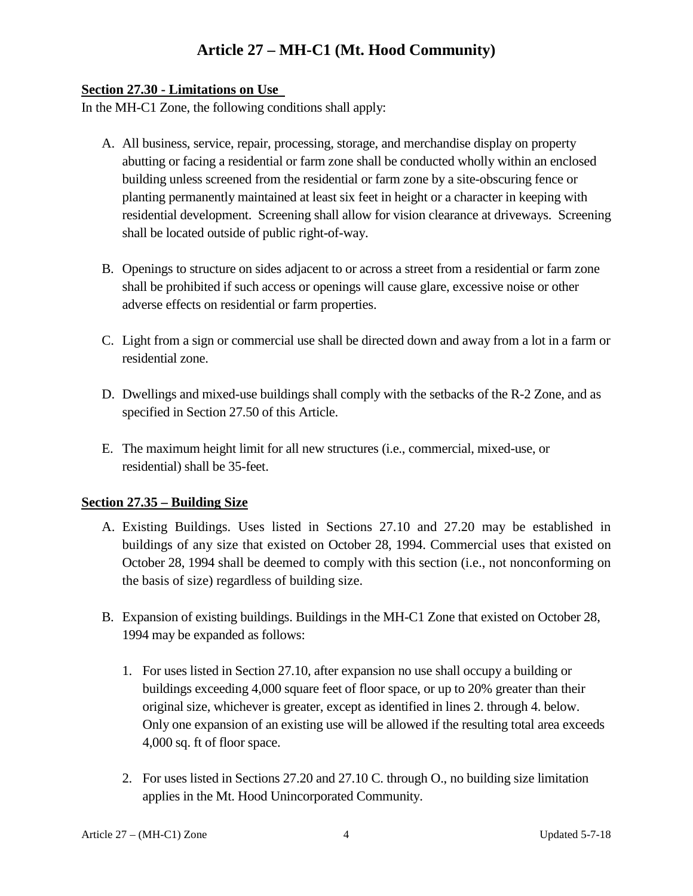# Article 27 – MH-C1 (Mt. Hood Community)

**Section 27.30 - Limitations on Use**

In the MH-C1 Zone, the following conditions shall apply:

A. All business, service, repair, processing, storage, and merchandise display on property abutting or facing a residential or farm zone shall be conducted wholly within an enclosed building unless screened from the residential or farm zone by a site-obscuring fence or planting permanently maintained at least six feet in height or a character in keeping with residential development. Screening shall allow for vision clearance at driveways. Screening shall be located outside of public right-of-way.

B. Openings to structure on sides adjacent to or across a street from a residential or farm zone shall be prohibited if such access or openings will cause glare, excessive noise or other adverse effects on residential or farm properties.

C. Light from a sign or commercial use shall be directed down and away from a lot in a farm or residential zone.

D. Dwellings and mixed-use buildings shall comply with the setbacks of the R-2 Zone, and as specified in Section 27.50 of this Article.

E. The maximum height limit for all new structures (i.e., commercial, mixed-use, or residential) shall be 35-feet.

**Section 27.35 – Building Size**

A. Existing Buildings. Uses listed in Sections 27.10 and 27.20 may be established in buildings of any size that existed on October 28, 1994. Commercial uses that existed on October 28, 1994 shall be deemed to comply with this section (i.e., not nonconforming on the basis of size) regardless of building size.

B. Expansion of existing buildings. Buildings in the MH-C1 Zone that existed on October 28, 1994 may be expanded as follows:

   1. For uses listed in Section 27.10, after expansion no use shall occupy a building or buildings exceeding 4,000 square feet of floor space, or up to 20% greater than their original size, whichever is greater, except as identified in lines 2. through 4. below. Only one expansion of an existing use will be allowed if the resulting total area exceeds 4,000 sq. ft of floor space.

   2. For uses listed in Sections 27.20 and 27.10 C. through O., no building size limitation applies in the Mt. Hood Unincorporated Community.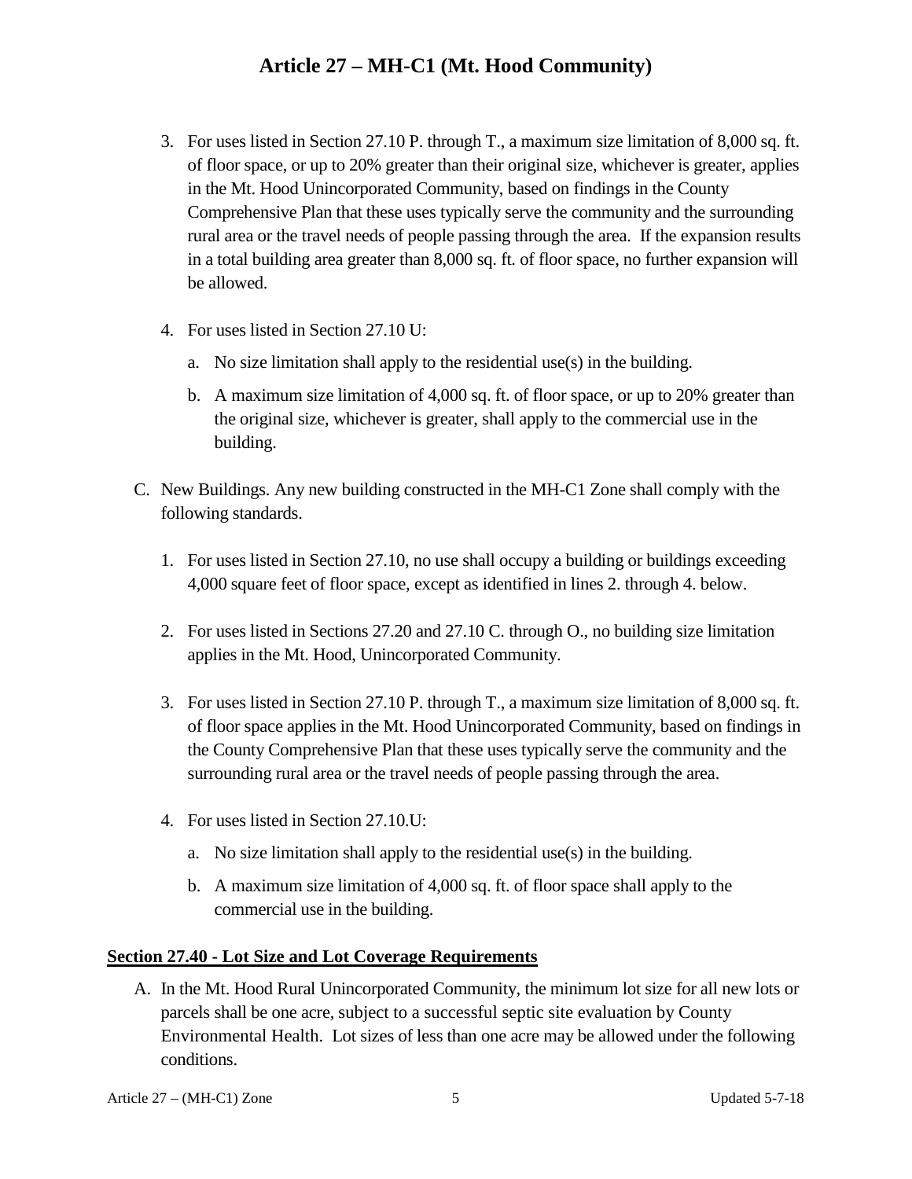3. For uses listed in Section 27.10 P. through T., a maximum size limitation of 8,000 sq. ft. of floor space, or up to 20% greater than their original size, whichever is greater, applies in the Mt. Hood Unincorporated Community, based on findings in the County Comprehensive Plan that these uses typically serve the community and the surrounding rural area or the travel needs of people passing through the area. If the expansion results in a total building area greater than 8,000 sq. ft. of floor space, no further expansion will be allowed.

4. For uses listed in Section 27.10 U:

   a. No size limitation shall apply to the residential use(s) in the building.

   b. A maximum size limitation of 4,000 sq. ft. of floor space, or up to 20% greater than the original size, whichever is greater, shall apply to the commercial use in the building.

C. New Buildings. Any new building constructed in the MH-C1 Zone shall comply with the following standards.

1. For uses listed in Section 27.10, no use shall occupy a building or buildings exceeding 4,000 square feet of floor space, except as identified in lines 2. through 4. below.

2. For uses listed in Sections 27.20 and 27.10 C. through O., no building size limitation applies in the Mt. Hood, Unincorporated Community.

3. For uses listed in Section 27.10 P. through T., a maximum size limitation of 8,000 sq. ft. of floor space applies in the Mt. Hood Unincorporated Community, based on findings in the County Comprehensive Plan that these uses typically serve the community and the surrounding rural area or the travel needs of people passing through the area.

4. For uses listed in Section 27.10.U:

   a. No size limitation shall apply to the residential use(s) in the building.

   b. A maximum size limitation of 4,000 sq. ft. of floor space shall apply to the commercial use in the building.

## Section 27.40 - Lot Size and Lot Coverage Requirements

A. In the Mt. Hood Rural Unincorporated Community, the minimum lot size for all new lots or parcels shall be one acre, subject to a successful septic site evaluation by County Environmental Health. Lot sizes of less than one acre may be allowed under the following conditions.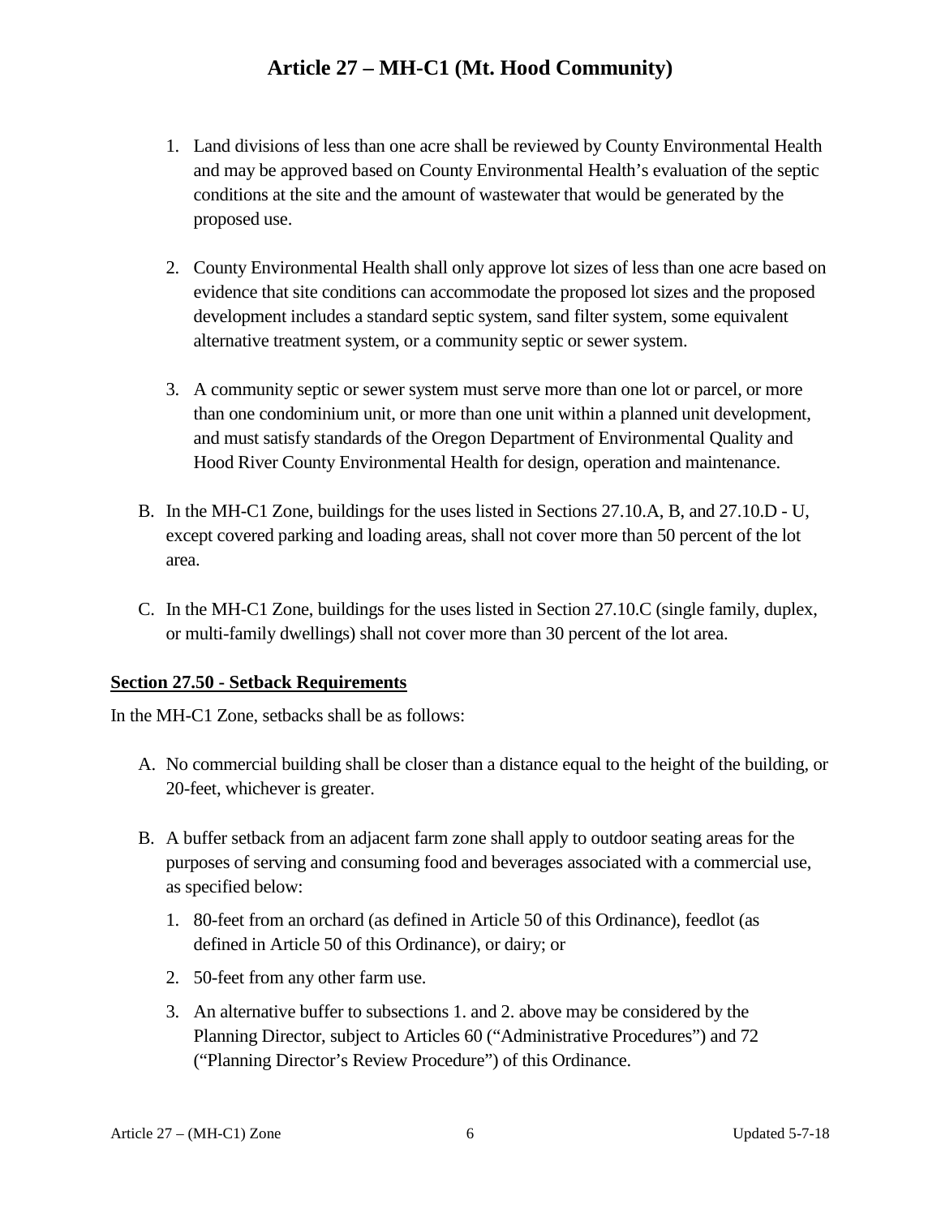1. Land divisions of less than one acre shall be reviewed by County Environmental Health and may be approved based on County Environmental Health's evaluation of the septic conditions at the site and the amount of wastewater that would be generated by the proposed use.

2. County Environmental Health shall only approve lot sizes of less than one acre based on evidence that site conditions can accommodate the proposed lot sizes and the proposed development includes a standard septic system, sand filter system, some equivalent alternative treatment system, or a community septic or sewer system.

3. A community septic or sewer system must serve more than one lot or parcel, or more than one condominium unit, or more than one unit within a planned unit development, and must satisfy standards of the Oregon Department of Environmental Quality and Hood River County Environmental Health for design, operation and maintenance.

B. In the MH-C1 Zone, buildings for the uses listed in Sections 27.10.A, B, and 27.10.D - U, except covered parking and loading areas, shall not cover more than 50 percent of the lot area.

C. In the MH-C1 Zone, buildings for the uses listed in Section 27.10.C (single family, duplex, or multi-family dwellings) shall not cover more than 30 percent of the lot area.

**Section 27.50 - Setback Requirements**

In the MH-C1 Zone, setbacks shall be as follows:

A. No commercial building shall be closer than a distance equal to the height of the building, or 20-feet, whichever is greater.

B. A buffer setback from an adjacent farm zone shall apply to outdoor seating areas for the purposes of serving and consuming food and beverages associated with a commercial use, as specified below:

   1. 80-feet from an orchard (as defined in Article 50 of this Ordinance), feedlot (as defined in Article 50 of this Ordinance), or dairy; or

   2. 50-feet from any other farm use.

   3. An alternative buffer to subsections 1. and 2. above may be considered by the Planning Director, subject to Articles 60 ("Administrative Procedures") and 72 ("Planning Director's Review Procedure") of this Ordinance.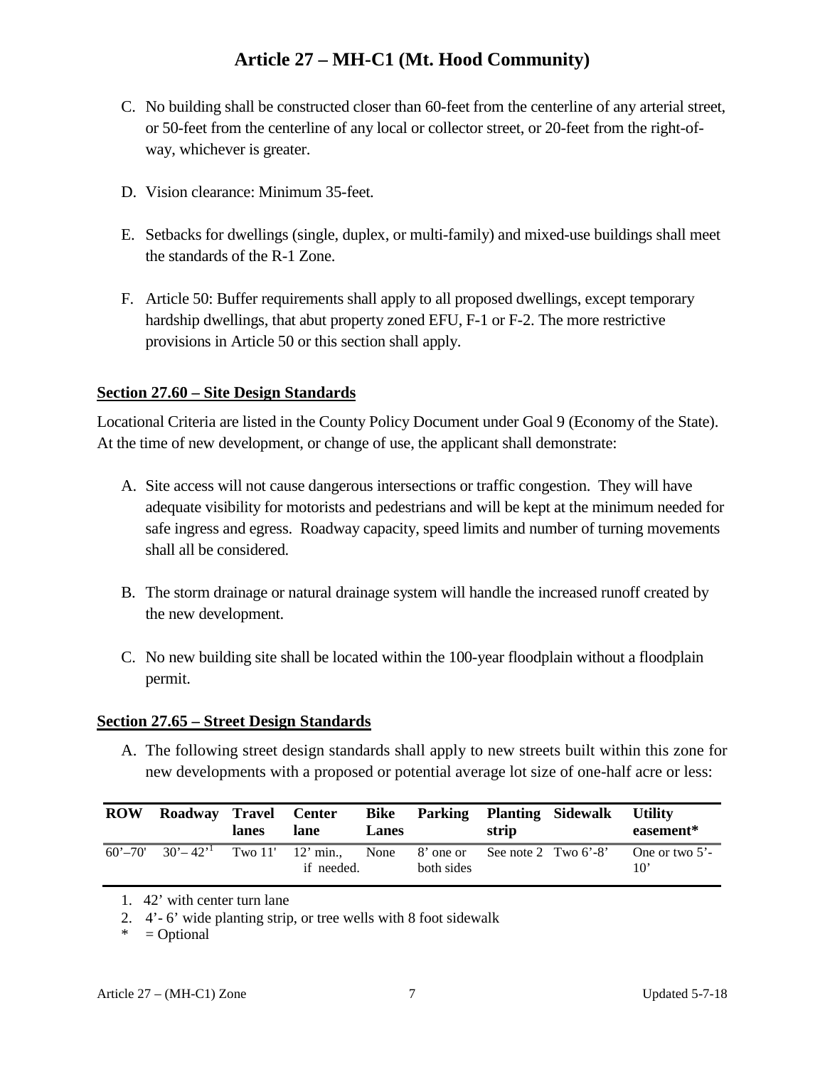C. No building shall be constructed closer than 60-feet from the centerline of any arterial street, or 50-feet from the centerline of any local or collector street, or 20-feet from the right-of-way, whichever is greater.

D. Vision clearance: Minimum 35-feet.

E. Setbacks for dwellings (single, duplex, or multi-family) and mixed-use buildings shall meet the standards of the R-1 Zone.

F. Article 50: Buffer requirements shall apply to all proposed dwellings, except temporary hardship dwellings, that abut property zoned EFU, F-1 or F-2. The more restrictive provisions in Article 50 or this section shall apply.

## Section 27.60 – Site Design Standards

Locational Criteria are listed in the County Policy Document under Goal 9 (Economy of the State). At the time of new development, or change of use, the applicant shall demonstrate:

A. Site access will not cause dangerous intersections or traffic congestion. They will have adequate visibility for motorists and pedestrians and will be kept at the minimum needed for safe ingress and egress. Roadway capacity, speed limits and number of turning movements shall all be considered.

B. The storm drainage or natural drainage system will handle the increased runoff created by the new development.

C. No new building site shall be located within the 100-year floodplain without a floodplain permit.

## Section 27.65 – Street Design Standards

A. The following street design standards shall apply to new streets built within this zone for new developments with a proposed or potential average lot size of one-half acre or less:

| ROW | Roadway | Travel lanes | Center lane | Bike Lanes | Parking | Planting strip | Sidewalk | Utility easement* |
|---|---|---|---|---|---|---|---|---|
| 60'–70' | 30'– 42'[1] | Two 11' | 12' min., if needed. | None | 8' one or both sides | See note 2 | Two 6'-8' | One or two 5'-10' |

1. 42' with center turn lane
2. 4'- 6' wide planting strip, or tree wells with 8 foot sidewalk

\* = Optional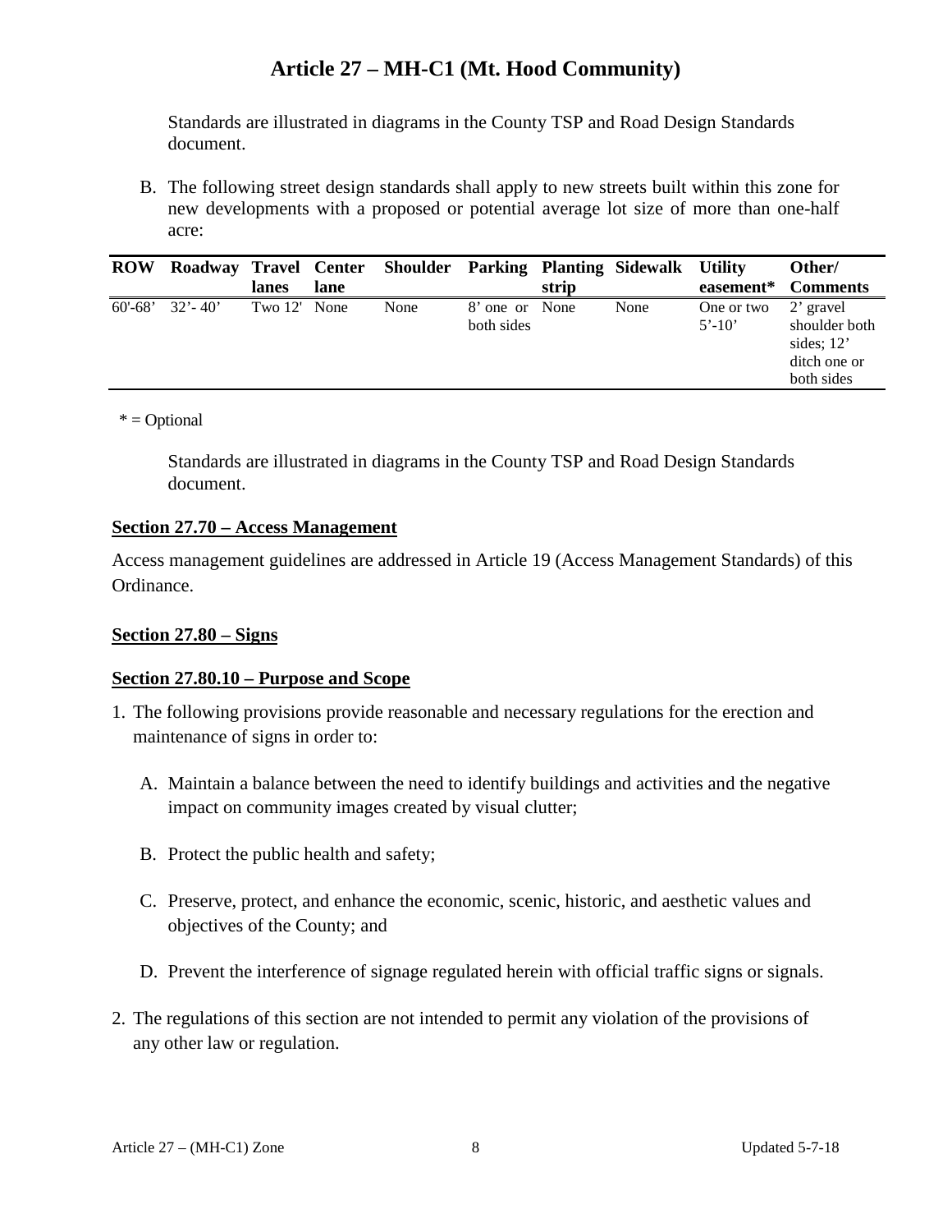# Article 27 – MH-C1 (Mt. Hood Community)

Standards are illustrated in diagrams in the County TSP and Road Design Standards document.

B. The following street design standards shall apply to new streets built within this zone for new developments with a proposed or potential average lot size of more than one-half acre:

| ROW | Roadway | Travel lanes | Center lane | Shoulder | Parking | Planting strip | Sidewalk | Utility easement* | Other/ Comments |
|---|---|---|---|---|---|---|---|---|---|
| 60'-68' | 32'- 40' | Two 12' | None | None | 8' one or both sides | None | None | One or two 5'-10' | 2' gravel shoulder both sides; 12' ditch one or both sides |

\* = Optional

Standards are illustrated in diagrams in the County TSP and Road Design Standards document.

**Section 27.70 – Access Management**

Access management guidelines are addressed in Article 19 (Access Management Standards) of this Ordinance.

**Section 27.80 – Signs**

**Section 27.80.10 – Purpose and Scope**

1. The following provisions provide reasonable and necessary regulations for the erection and maintenance of signs in order to:

   A. Maintain a balance between the need to identify buildings and activities and the negative impact on community images created by visual clutter;

   B. Protect the public health and safety;

   C. Preserve, protect, and enhance the economic, scenic, historic, and aesthetic values and objectives of the County; and

   D. Prevent the interference of signage regulated herein with official traffic signs or signals.

2. The regulations of this section are not intended to permit any violation of the provisions of any other law or regulation.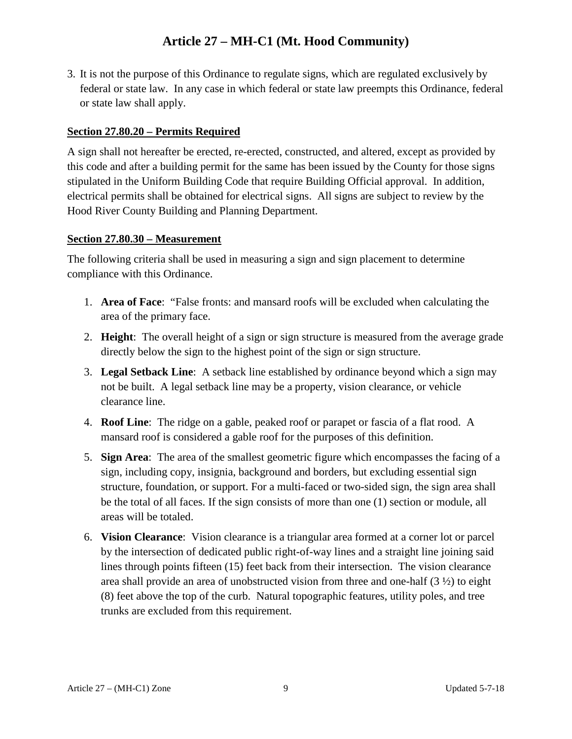3. It is not the purpose of this Ordinance to regulate signs, which are regulated exclusively by federal or state law. In any case in which federal or state law preempts this Ordinance, federal or state law shall apply.

## Section 27.80.20 – Permits Required

A sign shall not hereafter be erected, re-erected, constructed, and altered, except as provided by this code and after a building permit for the same has been issued by the County for those signs stipulated in the Uniform Building Code that require Building Official approval. In addition, electrical permits shall be obtained for electrical signs. All signs are subject to review by the Hood River County Building and Planning Department.

## Section 27.80.30 – Measurement

The following criteria shall be used in measuring a sign and sign placement to determine compliance with this Ordinance.

1. **Area of Face**: "False fronts: and mansard roofs will be excluded when calculating the area of the primary face.
2. **Height**: The overall height of a sign or sign structure is measured from the average grade directly below the sign to the highest point of the sign or sign structure.
3. **Legal Setback Line**: A setback line established by ordinance beyond which a sign may not be built. A legal setback line may be a property, vision clearance, or vehicle clearance line.
4. **Roof Line**: The ridge on a gable, peaked roof or parapet or fascia of a flat rood. A mansard roof is considered a gable roof for the purposes of this definition.
5. **Sign Area**: The area of the smallest geometric figure which encompasses the facing of a sign, including copy, insignia, background and borders, but excluding essential sign structure, foundation, or support. For a multi-faced or two-sided sign, the sign area shall be the total of all faces. If the sign consists of more than one (1) section or module, all areas will be totaled.
6. **Vision Clearance**: Vision clearance is a triangular area formed at a corner lot or parcel by the intersection of dedicated public right-of-way lines and a straight line joining said lines through points fifteen (15) feet back from their intersection. The vision clearance area shall provide an area of unobstructed vision from three and one-half (3 ½) to eight (8) feet above the top of the curb. Natural topographic features, utility poles, and tree trunks are excluded from this requirement.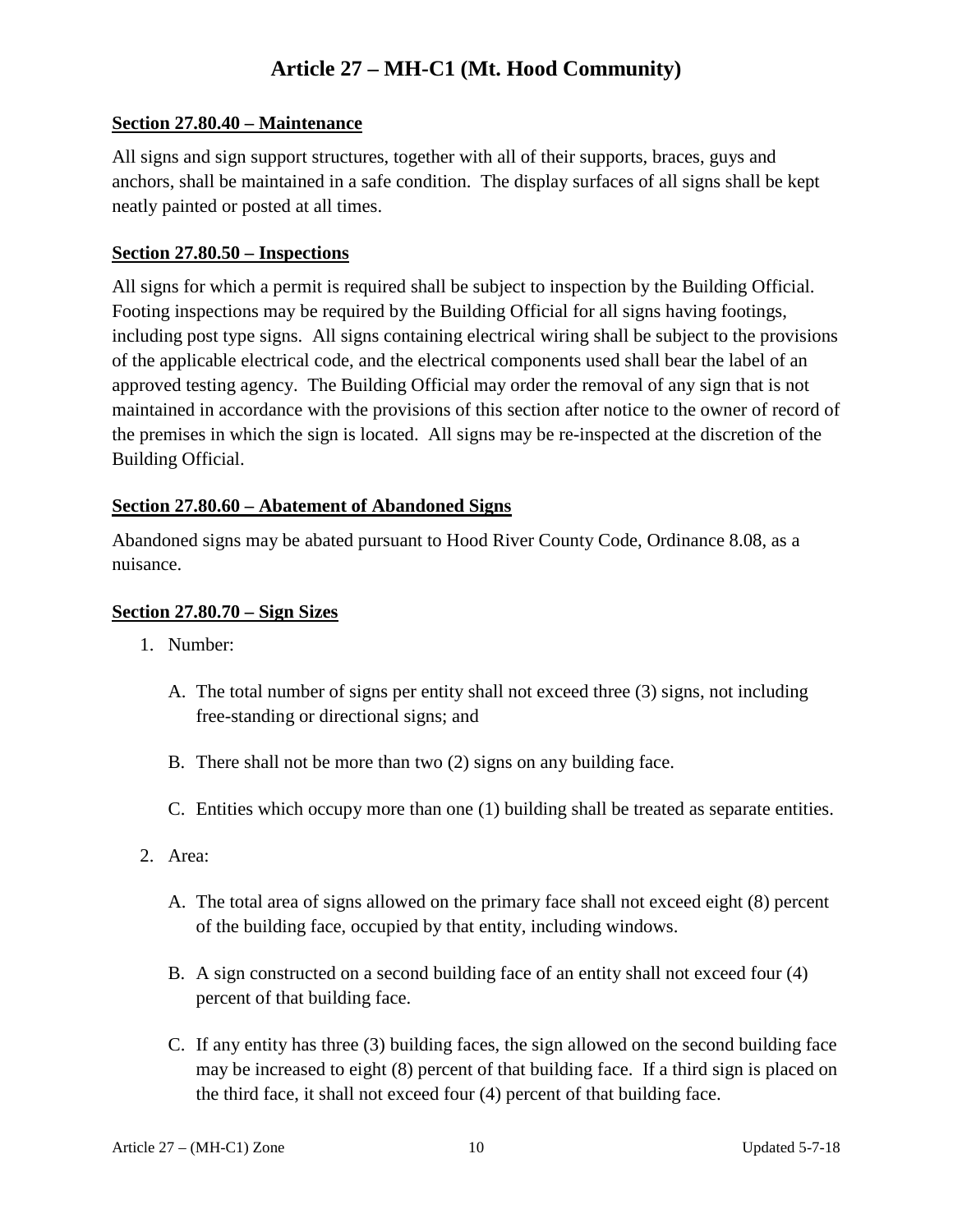# Article 27 – MH-C1 (Mt. Hood Community)

**Section 27.80.40 – Maintenance**

All signs and sign support structures, together with all of their supports, braces, guys and anchors, shall be maintained in a safe condition. The display surfaces of all signs shall be kept neatly painted or posted at all times.

**Section 27.80.50 – Inspections**

All signs for which a permit is required shall be subject to inspection by the Building Official. Footing inspections may be required by the Building Official for all signs having footings, including post type signs. All signs containing electrical wiring shall be subject to the provisions of the applicable electrical code, and the electrical components used shall bear the label of an approved testing agency. The Building Official may order the removal of any sign that is not maintained in accordance with the provisions of this section after notice to the owner of record of the premises in which the sign is located. All signs may be re-inspected at the discretion of the Building Official.

**Section 27.80.60 – Abatement of Abandoned Signs**

Abandoned signs may be abated pursuant to Hood River County Code, Ordinance 8.08, as a nuisance.

**Section 27.80.70 – Sign Sizes**

1. Number:

   A. The total number of signs per entity shall not exceed three (3) signs, not including free-standing or directional signs; and

   B. There shall not be more than two (2) signs on any building face.

   C. Entities which occupy more than one (1) building shall be treated as separate entities.

2. Area:

   A. The total area of signs allowed on the primary face shall not exceed eight (8) percent of the building face, occupied by that entity, including windows.

   B. A sign constructed on a second building face of an entity shall not exceed four (4) percent of that building face.

   C. If any entity has three (3) building faces, the sign allowed on the second building face may be increased to eight (8) percent of that building face. If a third sign is placed on the third face, it shall not exceed four (4) percent of that building face.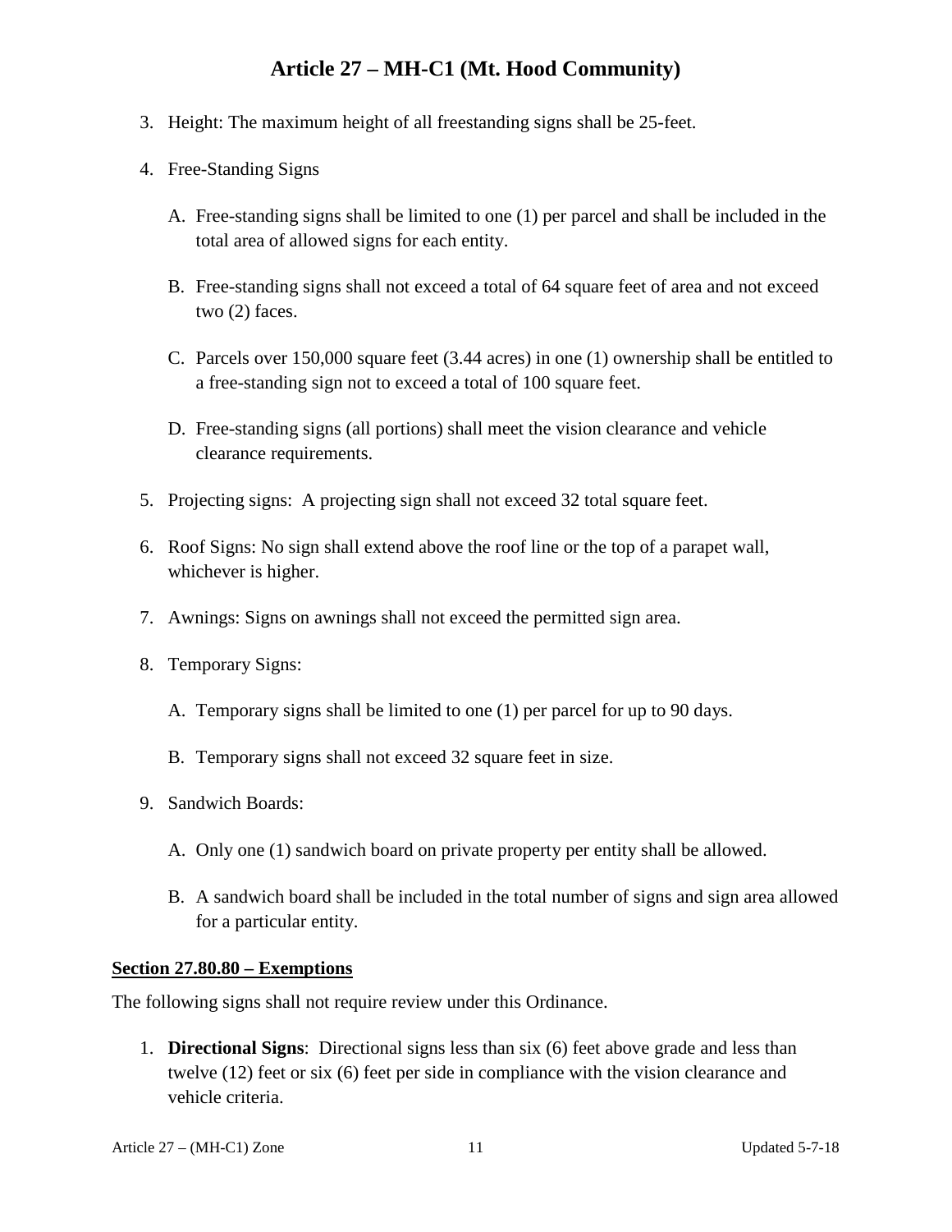3. Height: The maximum height of all freestanding signs shall be 25-feet.

4. Free-Standing Signs

   A. Free-standing signs shall be limited to one (1) per parcel and shall be included in the total area of allowed signs for each entity.

   B. Free-standing signs shall not exceed a total of 64 square feet of area and not exceed two (2) faces.

   C. Parcels over 150,000 square feet (3.44 acres) in one (1) ownership shall be entitled to a free-standing sign not to exceed a total of 100 square feet.

   D. Free-standing signs (all portions) shall meet the vision clearance and vehicle clearance requirements.

5. Projecting signs: A projecting sign shall not exceed 32 total square feet.

6. Roof Signs: No sign shall extend above the roof line or the top of a parapet wall, whichever is higher.

7. Awnings: Signs on awnings shall not exceed the permitted sign area.

8. Temporary Signs:

   A. Temporary signs shall be limited to one (1) per parcel for up to 90 days.

   B. Temporary signs shall not exceed 32 square feet in size.

9. Sandwich Boards:

   A. Only one (1) sandwich board on private property per entity shall be allowed.

   B. A sandwich board shall be included in the total number of signs and sign area allowed for a particular entity.

## Section 27.80.80 – Exemptions

The following signs shall not require review under this Ordinance.

1. **Directional Signs**: Directional signs less than six (6) feet above grade and less than twelve (12) feet or six (6) feet per side in compliance with the vision clearance and vehicle criteria.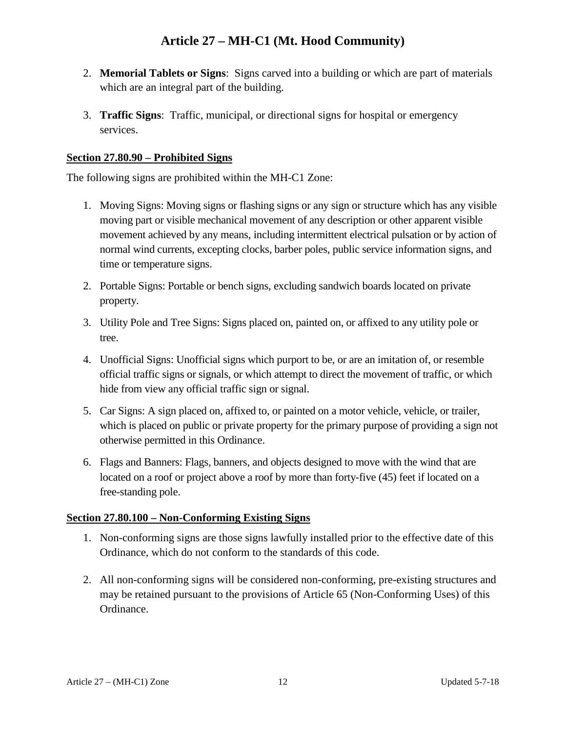2. **Memorial Tablets or Signs**: Signs carved into a building or which are part of materials which are an integral part of the building.

3. **Traffic Signs**: Traffic, municipal, or directional signs for hospital or emergency services.

**Section 27.80.90 – Prohibited Signs**

The following signs are prohibited within the MH-C1 Zone:

1. Moving Signs: Moving signs or flashing signs or any sign or structure which has any visible moving part or visible mechanical movement of any description or other apparent visible movement achieved by any means, including intermittent electrical pulsation or by action of normal wind currents, excepting clocks, barber poles, public service information signs, and time or temperature signs.

2. Portable Signs: Portable or bench signs, excluding sandwich boards located on private property.

3. Utility Pole and Tree Signs: Signs placed on, painted on, or affixed to any utility pole or tree.

4. Unofficial Signs: Unofficial signs which purport to be, or are an imitation of, or resemble official traffic signs or signals, or which attempt to direct the movement of traffic, or which hide from view any official traffic sign or signal.

5. Car Signs: A sign placed on, affixed to, or painted on a motor vehicle, vehicle, or trailer, which is placed on public or private property for the primary purpose of providing a sign not otherwise permitted in this Ordinance.

6. Flags and Banners: Flags, banners, and objects designed to move with the wind that are located on a roof or project above a roof by more than forty-five (45) feet if located on a free-standing pole.

**Section 27.80.100 – Non-Conforming Existing Signs**

1. Non-conforming signs are those signs lawfully installed prior to the effective date of this Ordinance, which do not conform to the standards of this code.

2. All non-conforming signs will be considered non-conforming, pre-existing structures and may be retained pursuant to the provisions of Article 65 (Non-Conforming Uses) of this Ordinance.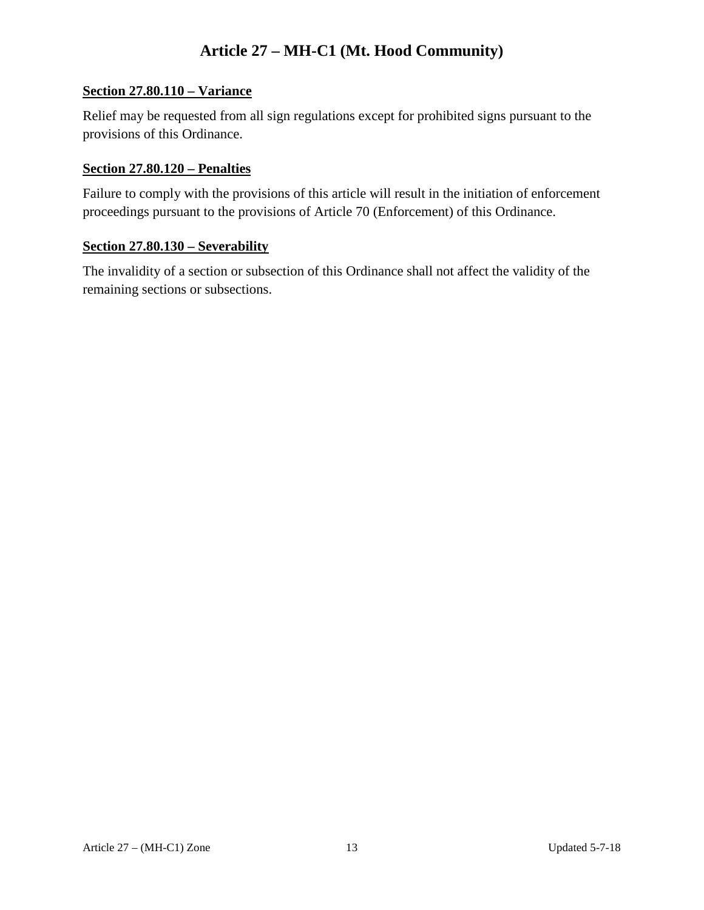# Article 27 – MH-C1 (Mt. Hood Community)

## Section 27.80.110 – Variance

Relief may be requested from all sign regulations except for prohibited signs pursuant to the provisions of this Ordinance.

## Section 27.80.120 – Penalties

Failure to comply with the provisions of this article will result in the initiation of enforcement proceedings pursuant to the provisions of Article 70 (Enforcement) of this Ordinance.

## Section 27.80.130 – Severability

The invalidity of a section or subsection of this Ordinance shall not affect the validity of the remaining sections or subsections.